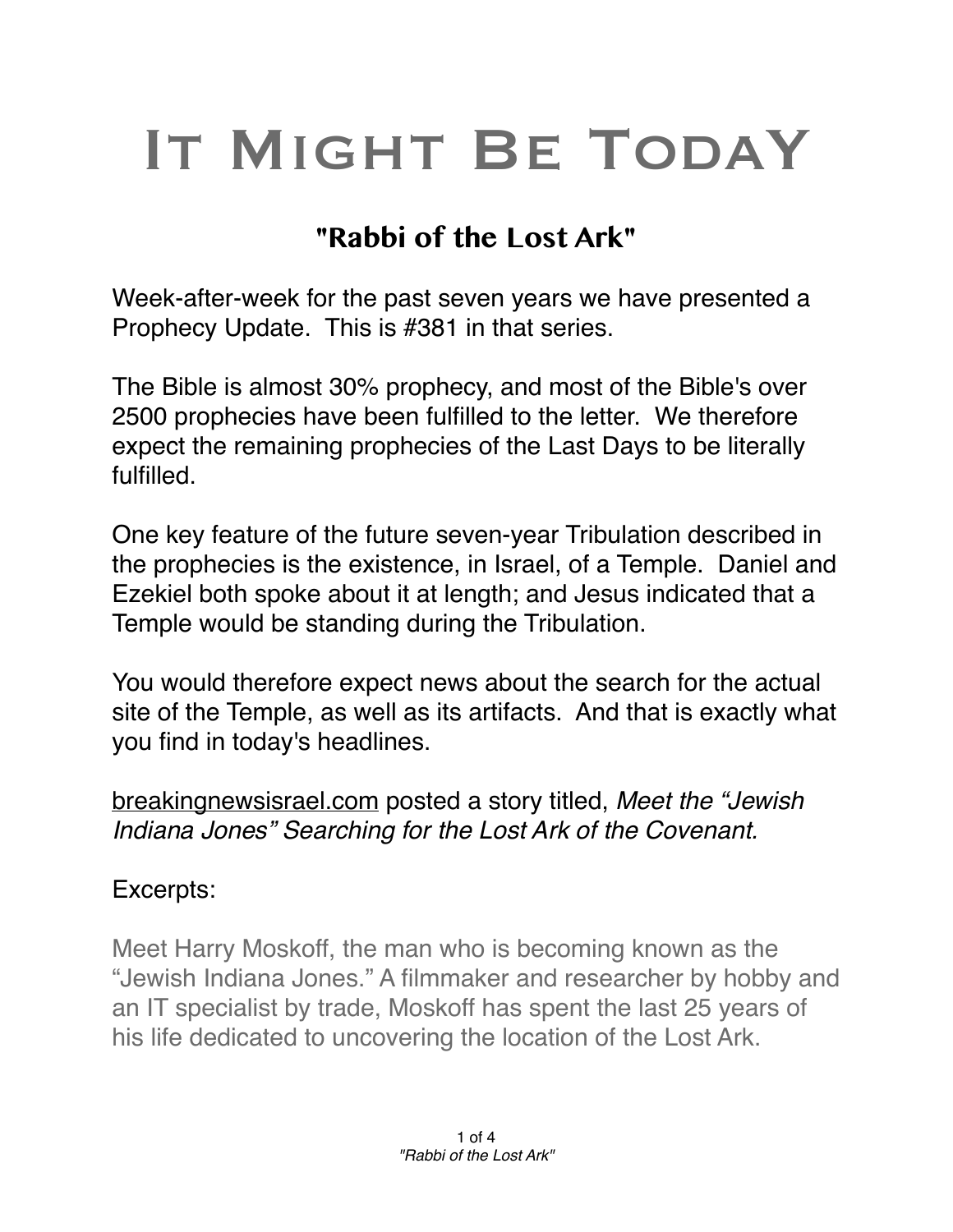# It Might Be Today

## "Rabbi of the Lost Ark"

Week-after-week for the past seven years we have presented a Prophecy Update. This is #381 in that series.

The Bible is almost 30% prophecy, and most of the Bible's over 2500 prophecies have been fulfilled to the letter. We therefore expect the remaining prophecies of the Last Days to be literally fulfilled.

One key feature of the future seven-year Tribulation described in the prophecies is the existence, in Israel, of a Temple. Daniel and Ezekiel both spoke about it at length; and Jesus indicated that a Temple would be standing during the Tribulation.

You would therefore expect news about the search for the actual site of the Temple, as well as its artifacts. And that is exactly what you find in today's headlines.

breakingnewsisrael.com posted a story titled, *Meet the "Jewish Indiana Jones" Searching for the Lost Ark of the Covenant.*

Excerpts:

> Meet Harry Moskoff, the man who is becoming known as the "Jewish Indiana Jones." A filmmaker and researcher by hobby and an IT specialist by trade, Moskoff has spent the last 25 years of his life dedicated to uncovering the location of the Lost Ark.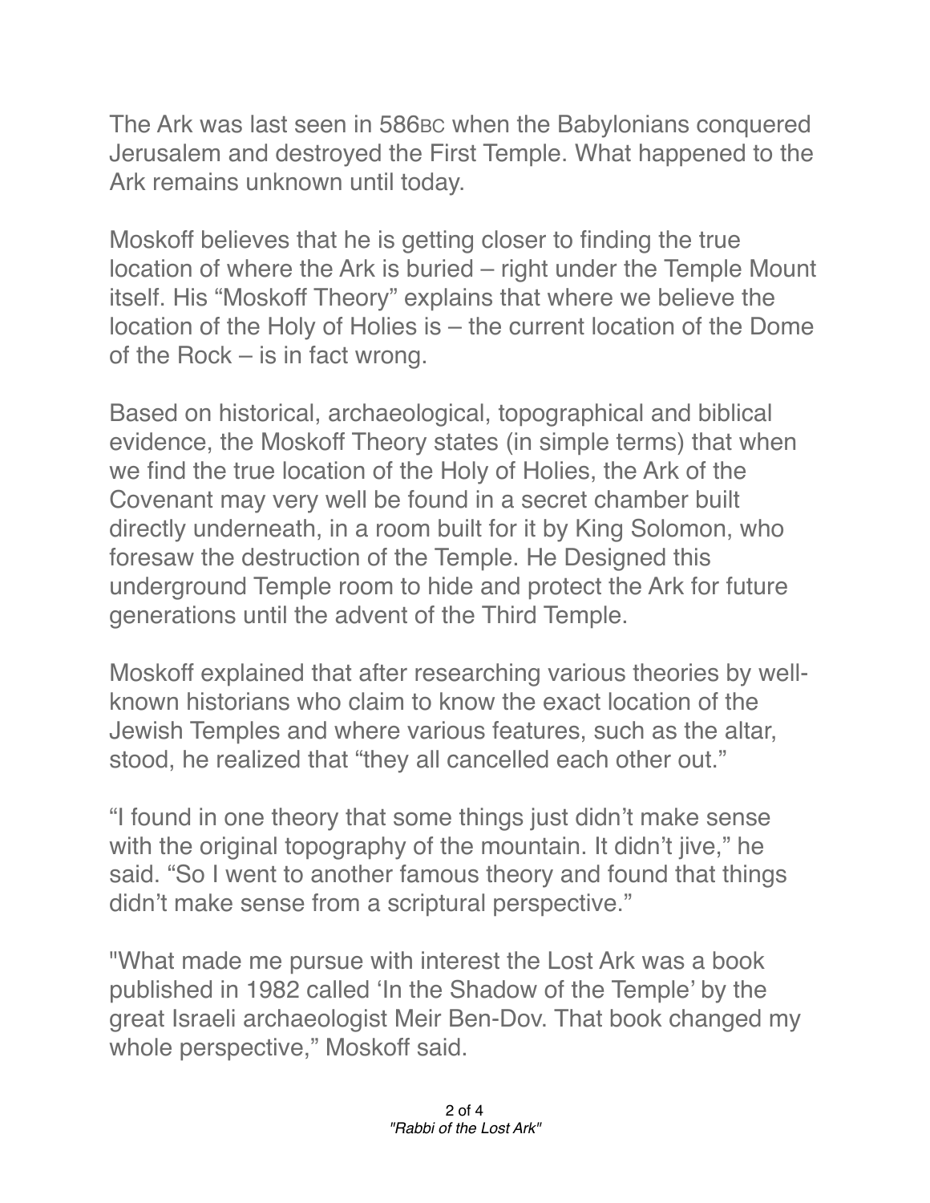The Ark was last seen in 586BC when the Babylonians conquered Jerusalem and destroyed the First Temple. What happened to the Ark remains unknown until today.

Moskoff believes that he is getting closer to finding the true location of where the Ark is buried – right under the Temple Mount itself. His "Moskoff Theory" explains that where we believe the location of the Holy of Holies is – the current location of the Dome of the Rock – is in fact wrong.

Based on historical, archaeological, topographical and biblical evidence, the Moskoff Theory states (in simple terms) that when we find the true location of the Holy of Holies, the Ark of the Covenant may very well be found in a secret chamber built directly underneath, in a room built for it by King Solomon, who foresaw the destruction of the Temple. He Designed this underground Temple room to hide and protect the Ark for future generations until the advent of the Third Temple.

Moskoff explained that after researching various theories by well-known historians who claim to know the exact location of the Jewish Temples and where various features, such as the altar, stood, he realized that "they all cancelled each other out."

"I found in one theory that some things just didn't make sense with the original topography of the mountain. It didn't jive," he said. "So I went to another famous theory and found that things didn't make sense from a scriptural perspective."

"What made me pursue with interest the Lost Ark was a book published in 1982 called 'In the Shadow of the Temple' by the great Israeli archaeologist Meir Ben-Dov. That book changed my whole perspective," Moskoff said.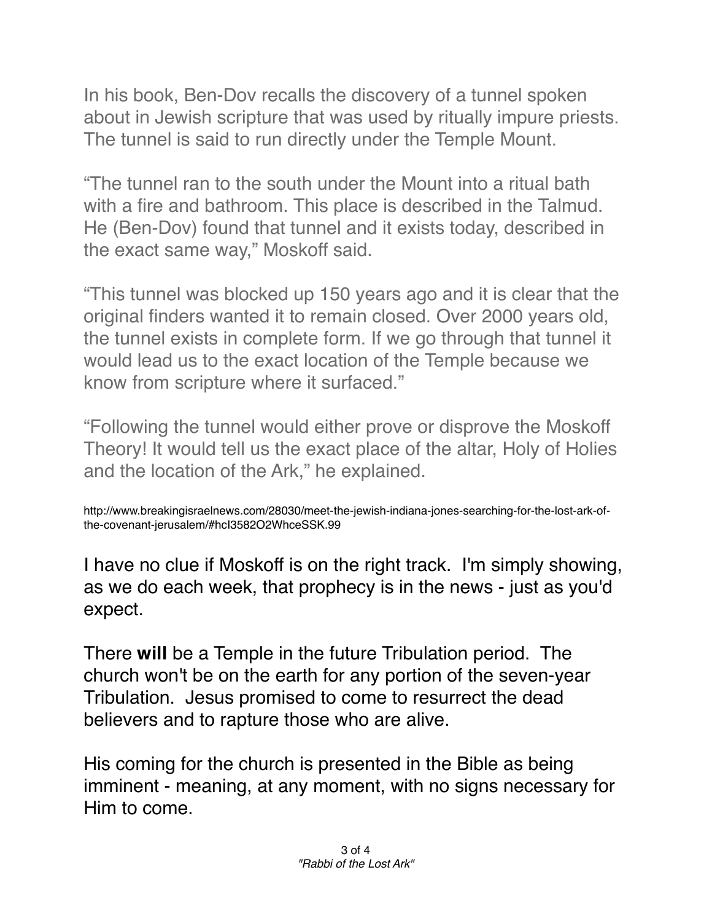In his book, Ben-Dov recalls the discovery of a tunnel spoken about in Jewish scripture that was used by ritually impure priests. The tunnel is said to run directly under the Temple Mount.

"The tunnel ran to the south under the Mount into a ritual bath with a fire and bathroom. This place is described in the Talmud. He (Ben-Dov) found that tunnel and it exists today, described in the exact same way," Moskoff said.

"This tunnel was blocked up 150 years ago and it is clear that the original finders wanted it to remain closed. Over 2000 years old, the tunnel exists in complete form. If we go through that tunnel it would lead us to the exact location of the Temple because we know from scripture where it surfaced."

"Following the tunnel would either prove or disprove the Moskoff Theory! It would tell us the exact place of the altar, Holy of Holies and the location of the Ark," he explained.

http://www.breakingisraelnews.com/28030/meet-the-jewish-indiana-jones-searching-for-the-lost-ark-of-the-covenant-jerusalem/#hcI3582O2WhceSSK.99

I have no clue if Moskoff is on the right track. I'm simply showing, as we do each week, that prophecy is in the news - just as you'd expect.

There **will** be a Temple in the future Tribulation period. The church won't be on the earth for any portion of the seven-year Tribulation. Jesus promised to come to resurrect the dead believers and to rapture those who are alive.

His coming for the church is presented in the Bible as being imminent - meaning, at any moment, with no signs necessary for Him to come.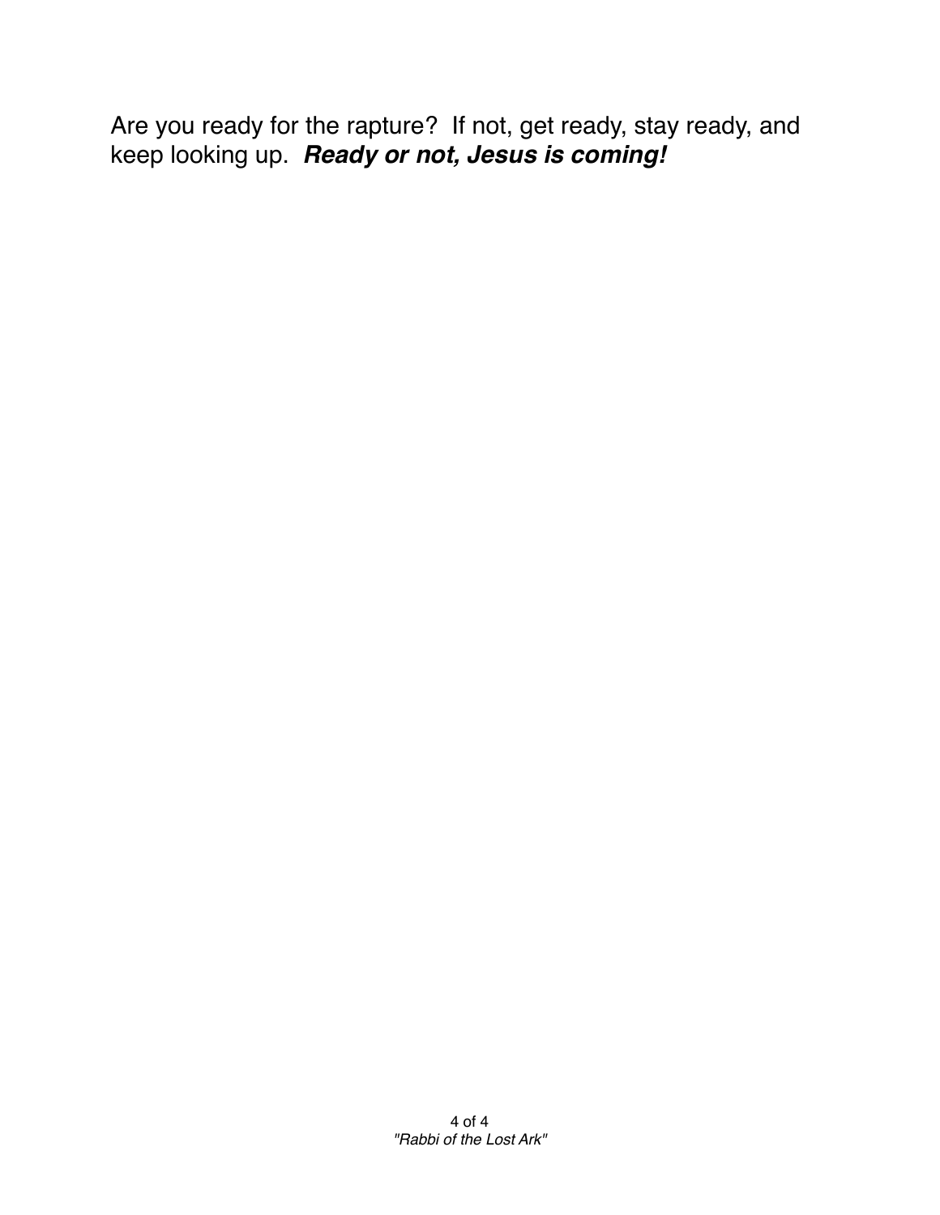Are you ready for the rapture? If not, get ready, stay ready, and keep looking up. ***Ready or not, Jesus is coming!***